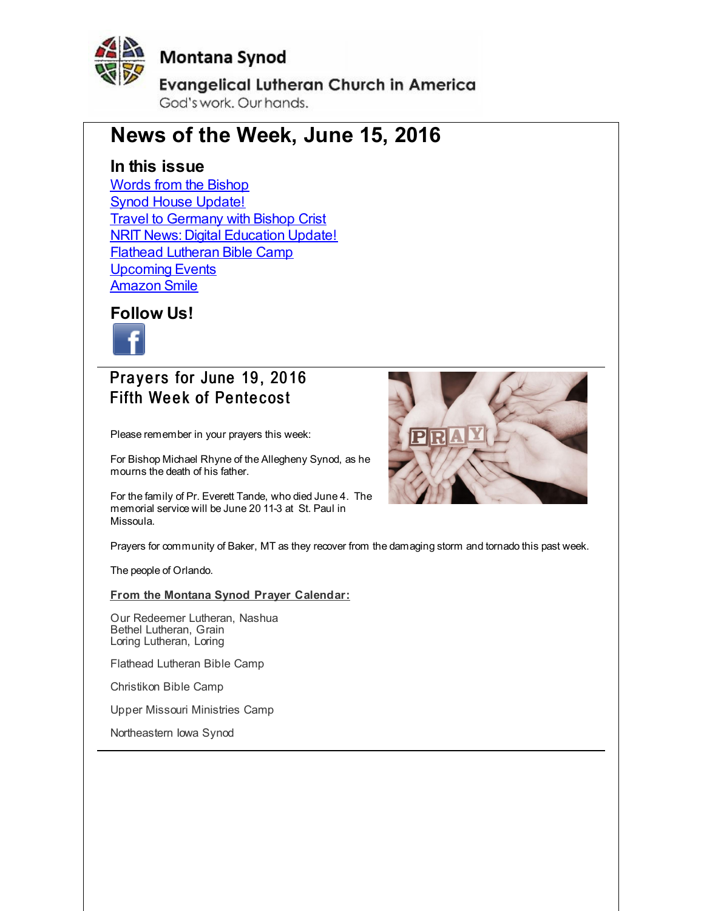Montana Synod

Evangelical Lutheran Church in America

God's work. Our hands.

# News of the Week, June 15, 2016

## In this issue

Words from the Bishop
Synod House Update!
Travel to Germany with Bishop Crist
NRIT News: Digital Education Update!
Flathead Lutheran Bible Camp
Upcoming Events
Amazon Smile

## Follow Us!

## Prayers for June 19, 2016
## Fifth Week of Pentecost

Please remember in your prayers this week:

For Bishop Michael Rhyne of the Allegheny Synod, as he mourns the death of his father.

For the family of Pr. Everett Tande, who died June 4. The memorial service will be June 20 11-3 at St. Paul in Missoula.

Prayers for community of Baker, MT as they recover from the damaging storm and tornado this past week.

The people of Orlando.

**From the Montana Synod Prayer Calendar:**

Our Redeemer Lutheran, Nashua
Bethel Lutheran, Grain
Loring Lutheran, Loring

Flathead Lutheran Bible Camp

Christikon Bible Camp

Upper Missouri Ministries Camp

Northeastern Iowa Synod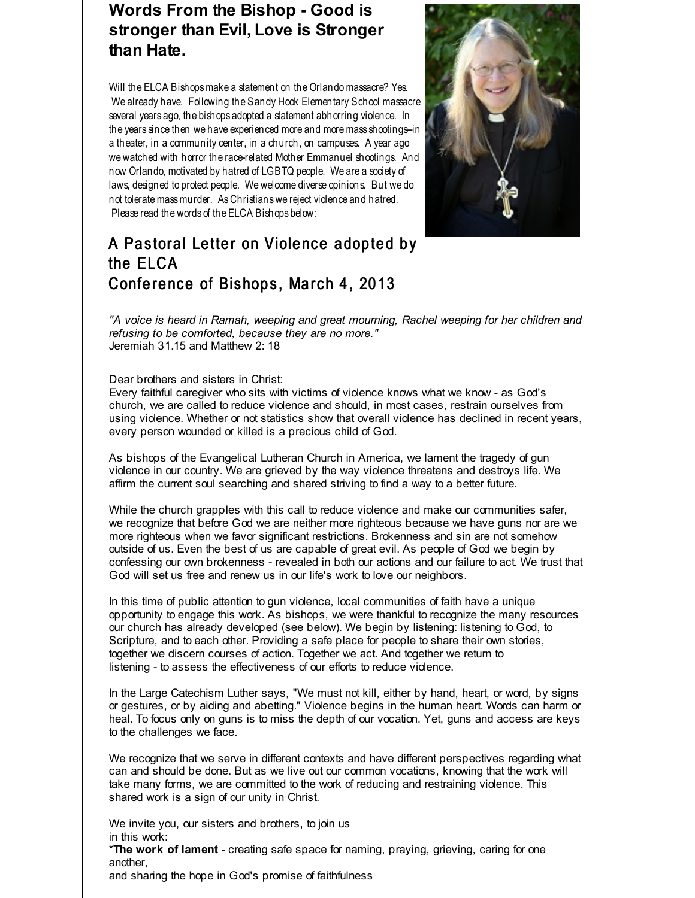## Words From the Bishop - Good is stronger than Evil, Love is Stronger than Hate.

Will the ELCA Bishops make a statement on the Orlando massacre? Yes. We already have. Following the Sandy Hook Elementary School massacre several years ago, the bishops adopted a statement abhorring violence. In the years since then we have experienced more and more mass shootings--in a theater, in a community center, in a church, on campuses. A year ago we watched with horror the race-related Mother Emmanuel shootings. And now Orlando, motivated by hatred of LGBTQ people. We are a society of laws, designed to protect people. We welcome diverse opinions. But we do not tolerate mass murder. As Christians we reject violence and hatred. Please read the words of the ELCA Bishops below:

## A Pastoral Letter on Violence adopted by the ELCA Conference of Bishops, March 4, 2013

*"A voice is heard in Ramah, weeping and great mourning, Rachel weeping for her children and refusing to be comforted, because they are no more."*
Jeremiah 31.15 and Matthew 2: 18

Dear brothers and sisters in Christ:
Every faithful caregiver who sits with victims of violence knows what we know - as God's church, we are called to reduce violence and should, in most cases, restrain ourselves from using violence. Whether or not statistics show that overall violence has declined in recent years, every person wounded or killed is a precious child of God.

As bishops of the Evangelical Lutheran Church in America, we lament the tragedy of gun violence in our country. We are grieved by the way violence threatens and destroys life. We affirm the current soul searching and shared striving to find a way to a better future.

While the church grapples with this call to reduce violence and make our communities safer, we recognize that before God we are neither more righteous because we have guns nor are we more righteous when we favor significant restrictions. Brokenness and sin are not somehow outside of us. Even the best of us are capable of great evil. As people of God we begin by confessing our own brokenness - revealed in both our actions and our failure to act. We trust that God will set us free and renew us in our life's work to love our neighbors.

In this time of public attention to gun violence, local communities of faith have a unique opportunity to engage this work. As bishops, we were thankful to recognize the many resources our church has already developed (see below). We begin by listening: listening to God, to Scripture, and to each other. Providing a safe place for people to share their own stories, together we discern courses of action. Together we act. And together we return to listening - to assess the effectiveness of our efforts to reduce violence.

In the Large Catechism Luther says, "We must not kill, either by hand, heart, or word, by signs or gestures, or by aiding and abetting." Violence begins in the human heart. Words can harm or heal. To focus only on guns is to miss the depth of our vocation. Yet, guns and access are keys to the challenges we face.

We recognize that we serve in different contexts and have different perspectives regarding what can and should be done. But as we live out our common vocations, knowing that the work will take many forms, we are committed to the work of reducing and restraining violence. This shared work is a sign of our unity in Christ.

We invite you, our sisters and brothers, to join us in this work:
***The work of lament** - creating safe space for naming, praying, grieving, caring for one another, and sharing the hope in God's promise of faithfulness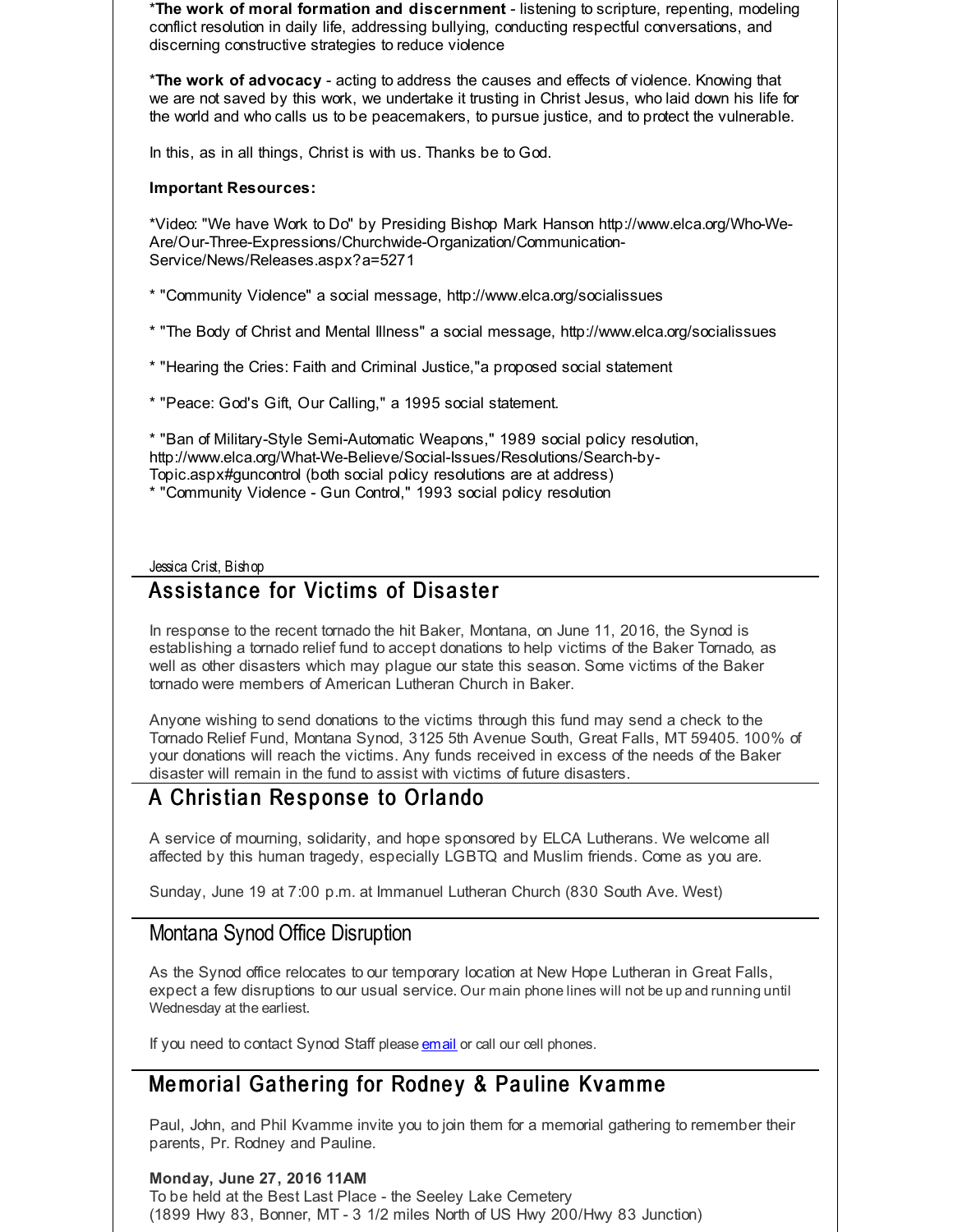\*The work of moral formation and discernment** - listening to scripture, repenting, modeling conflict resolution in daily life, addressing bullying, conducting respectful conversations, and discerning constructive strategies to reduce violence

\***The work of advocacy** - acting to address the causes and effects of violence. Knowing that we are not saved by this work, we undertake it trusting in Christ Jesus, who laid down his life for the world and who calls us to be peacemakers, to pursue justice, and to protect the vulnerable.

In this, as in all things, Christ is with us. Thanks be to God.

**Important Resources:**

*Video: "We have Work to Do" by Presiding Bishop Mark Hanson http://www.elca.org/Who-We-Are/Our-Three-Expressions/Churchwide-Organization/Communication-Service/News/Releases.aspx?a=5271

* "Community Violence" a social message, http://www.elca.org/socialissues

* "The Body of Christ and Mental Illness" a social message, http://www.elca.org/socialissues

* "Hearing the Cries: Faith and Criminal Justice,"a proposed social statement

* "Peace: God's Gift, Our Calling," a 1995 social statement.

* "Ban of Military-Style Semi-Automatic Weapons," 1989 social policy resolution, http://www.elca.org/What-We-Believe/Social-Issues/Resolutions/Search-by-Topic.aspx#guncontrol (both social policy resolutions are at address)
* "Community Violence - Gun Control," 1993 social policy resolution

Jessica Crist, Bishop

## Assistance for Victims of Disaster

In response to the recent tornado the hit Baker, Montana, on June 11, 2016, the Synod is establishing a tornado relief fund to accept donations to help victims of the Baker Tornado, as well as other disasters which may plague our state this season. Some victims of the Baker tornado were members of American Lutheran Church in Baker.

Anyone wishing to send donations to the victims through this fund may send a check to the Tornado Relief Fund, Montana Synod, 3125 5th Avenue South, Great Falls, MT 59405. 100% of your donations will reach the victims. Any funds received in excess of the needs of the Baker disaster will remain in the fund to assist with victims of future disasters.

## A Christian Response to Orlando

A service of mourning, solidarity, and hope sponsored by ELCA Lutherans. We welcome all affected by this human tragedy, especially LGBTQ and Muslim friends. Come as you are.

Sunday, June 19 at 7:00 p.m. at Immanuel Lutheran Church (830 South Ave. West)

## Montana Synod Office Disruption

As the Synod office relocates to our temporary location at New Hope Lutheran in Great Falls, expect a few disruptions to our usual service. Our main phone lines will not be up and running until Wednesday at the earliest.

If you need to contact Synod Staff please email or call our cell phones.

## Memorial Gathering for Rodney & Pauline Kvamme

Paul, John, and Phil Kvamme invite you to join them for a memorial gathering to remember their parents, Pr. Rodney and Pauline.

**Monday, June 27, 2016 11AM**
To be held at the Best Last Place - the Seeley Lake Cemetery
(1899 Hwy 83, Bonner, MT - 3 1/2 miles North of US Hwy 200/Hwy 83 Junction)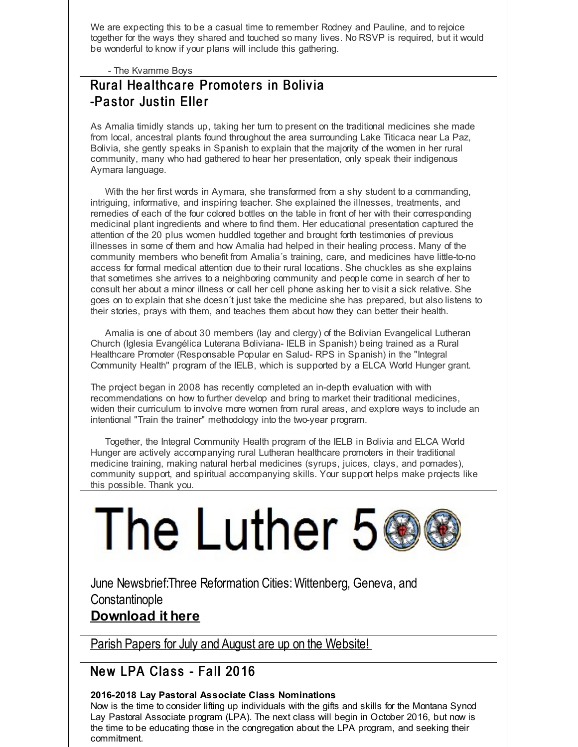We are expecting this to be a casual time to remember Rodney and Pauline, and to rejoice together for the ways they shared and touched so many lives. No RSVP is required, but it would be wonderful to know if your plans will include this gathering.

- The Kvamme Boys

## Rural Healthcare Promoters in Bolivia -Pastor Justin Eller

As Amalia timidly stands up, taking her turn to present on the traditional medicines she made from local, ancestral plants found throughout the area surrounding Lake Titicaca near La Paz, Bolivia, she gently speaks in Spanish to explain that the majority of the women in her rural community, many who had gathered to hear her presentation, only speak their indigenous Aymara language.

With the her first words in Aymara, she transformed from a shy student to a commanding, intriguing, informative, and inspiring teacher. She explained the illnesses, treatments, and remedies of each of the four colored bottles on the table in front of her with their corresponding medicinal plant ingredients and where to find them. Her educational presentation captured the attention of the 20 plus women huddled together and brought forth testimonies of previous illnesses in some of them and how Amalia had helped in their healing process. Many of the community members who benefit from Amalia´s training, care, and medicines have little-to-no access for formal medical attention due to their rural locations. She chuckles as she explains that sometimes she arrives to a neighboring community and people come in search of her to consult her about a minor illness or call her cell phone asking her to visit a sick relative. She goes on to explain that she doesn´t just take the medicine she has prepared, but also listens to their stories, prays with them, and teaches them about how they can better their health.

Amalia is one of about 30 members (lay and clergy) of the Bolivian Evangelical Lutheran Church (Iglesia Evangélica Luterana Boliviana- IELB in Spanish) being trained as a Rural Healthcare Promoter (Responsable Popular en Salud- RPS in Spanish) in the "Integral Community Health" program of the IELB, which is supported by a ELCA World Hunger grant.

The project began in 2008 has recently completed an in-depth evaluation with with recommendations on how to further develop and bring to market their traditional medicines, widen their curriculum to involve more women from rural areas, and explore ways to include an intentional "Train the trainer" methodology into the two-year program.

Together, the Integral Community Health program of the IELB in Bolivia and ELCA World Hunger are actively accompanying rural Lutheran healthcare promoters in their traditional medicine training, making natural herbal medicines (syrups, juices, clays, and pomades), community support, and spiritual accompanying skills. Your support helps make projects like this possible. Thank you.

# The Luther 500

June Newsbrief:Three Reformation Cities: Wittenberg, Geneva, and Constantinople

**Download it here**

Parish Papers for July and August are up on the Website!

## New LPA Class - Fall 2016

**2016-2018 Lay Pastoral Associate Class Nominations**

Now is the time to consider lifting up individuals with the gifts and skills for the Montana Synod Lay Pastoral Associate program (LPA). The next class will begin in October 2016, but now is the time to be educating those in the congregation about the LPA program, and seeking their commitment.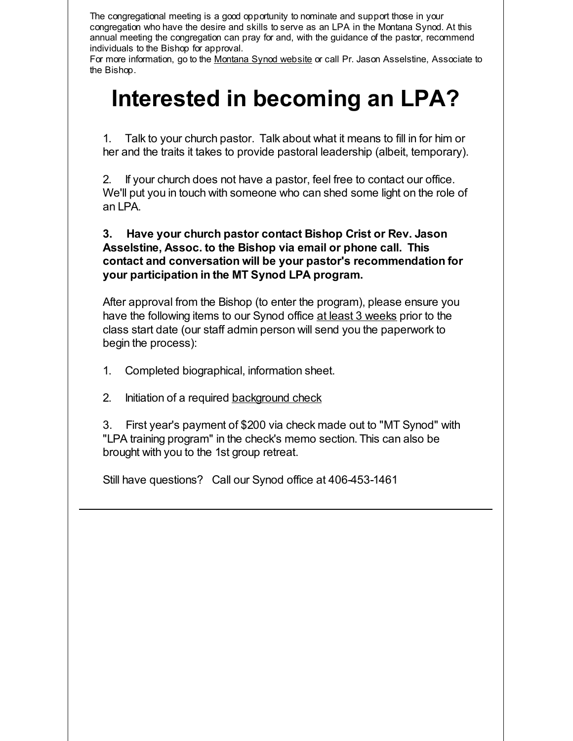The congregational meeting is a good opportunity to nominate and support those in your congregation who have the desire and skills to serve as an LPA in the Montana Synod. At this annual meeting the congregation can pray for and, with the guidance of the pastor, recommend individuals to the Bishop for approval.
For more information, go to the Montana Synod website or call Pr. Jason Asselstine, Associate to the Bishop.

# Interested in becoming an LPA?

1. Talk to your church pastor. Talk about what it means to fill in for him or her and the traits it takes to provide pastoral leadership (albeit, temporary).

2. If your church does not have a pastor, feel free to contact our office. We'll put you in touch with someone who can shed some light on the role of an LPA.

**3. Have your church pastor contact Bishop Crist or Rev. Jason Asselstine, Assoc. to the Bishop via email or phone call. This contact and conversation will be your pastor's recommendation for your participation in the MT Synod LPA program.**

After approval from the Bishop (to enter the program), please ensure you have the following items to our Synod office at least 3 weeks prior to the class start date (our staff admin person will send you the paperwork to begin the process):

1. Completed biographical, information sheet.

2. Initiation of a required background check

3. First year's payment of $200 via check made out to "MT Synod" with "LPA training program" in the check's memo section. This can also be brought with you to the 1st group retreat.

Still have questions? Call our Synod office at 406-453-1461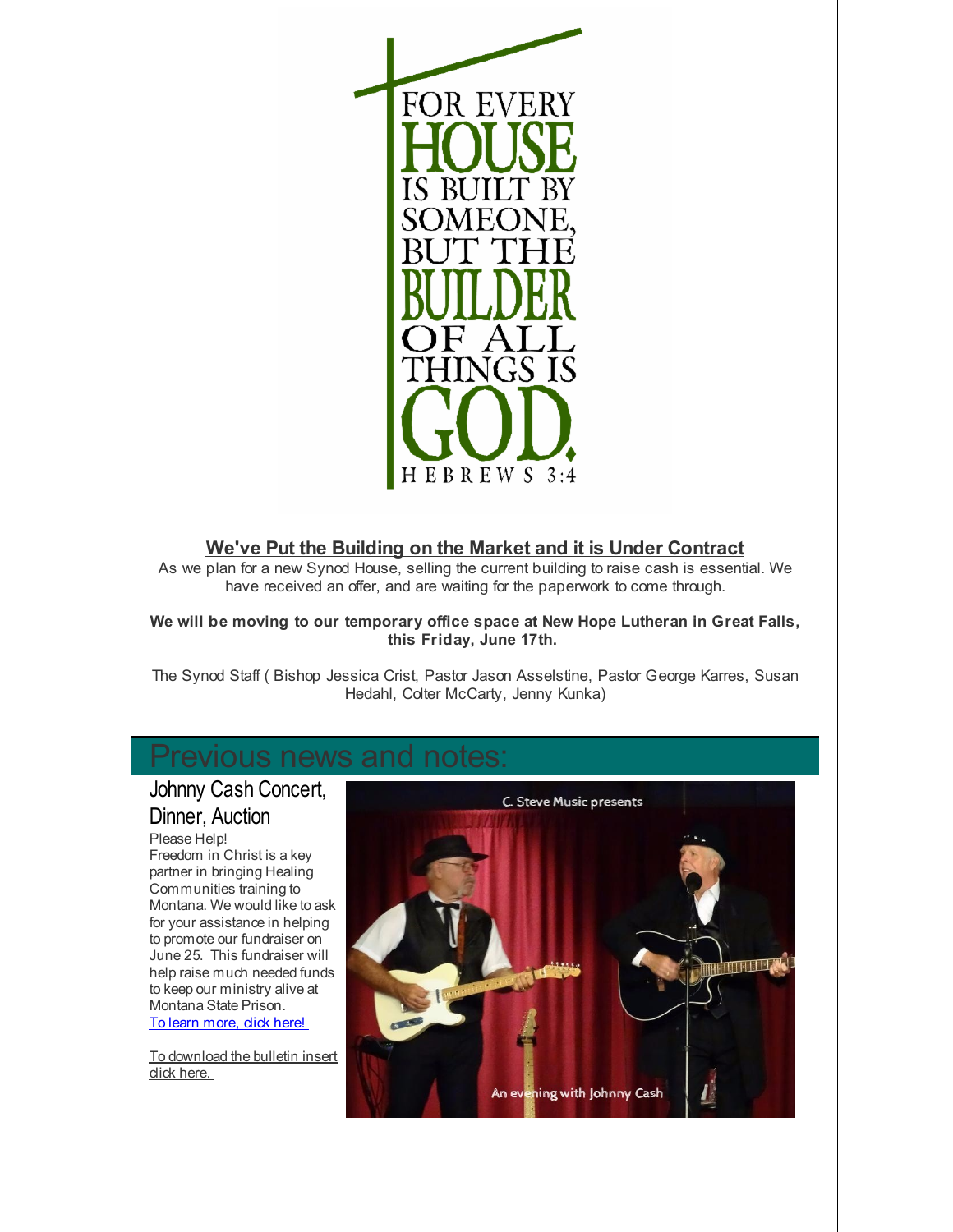FOR EVERY HOUSE IS BUILT BY SOMEONE, BUT THE BUILDER OF ALL THINGS IS GOD.

HEBREWS 3:4

## We've Put the Building on the Market and it is Under Contract

As we plan for a new Synod House, selling the current building to raise cash is essential. We have received an offer, and are waiting for the paperwork to come through.

**We will be moving to our temporary office space at New Hope Lutheran in Great Falls, this Friday, June 17th.**

The Synod Staff ( Bishop Jessica Crist, Pastor Jason Asselstine, Pastor George Karres, Susan Hedahl, Colter McCarty, Jenny Kunka)

## Previous news and notes:

### Johnny Cash Concert, Dinner, Auction

Please Help!
Freedom in Christ is a key partner in bringing Healing Communities training to Montana. We would like to ask for your assistance in helping to promote our fundraiser on June 25. This fundraiser will help raise much needed funds to keep our ministry alive at Montana State Prison.
To learn more, click here!

To download the bulletin insert click here.

C. Steve Music presents

An evening with Johnny Cash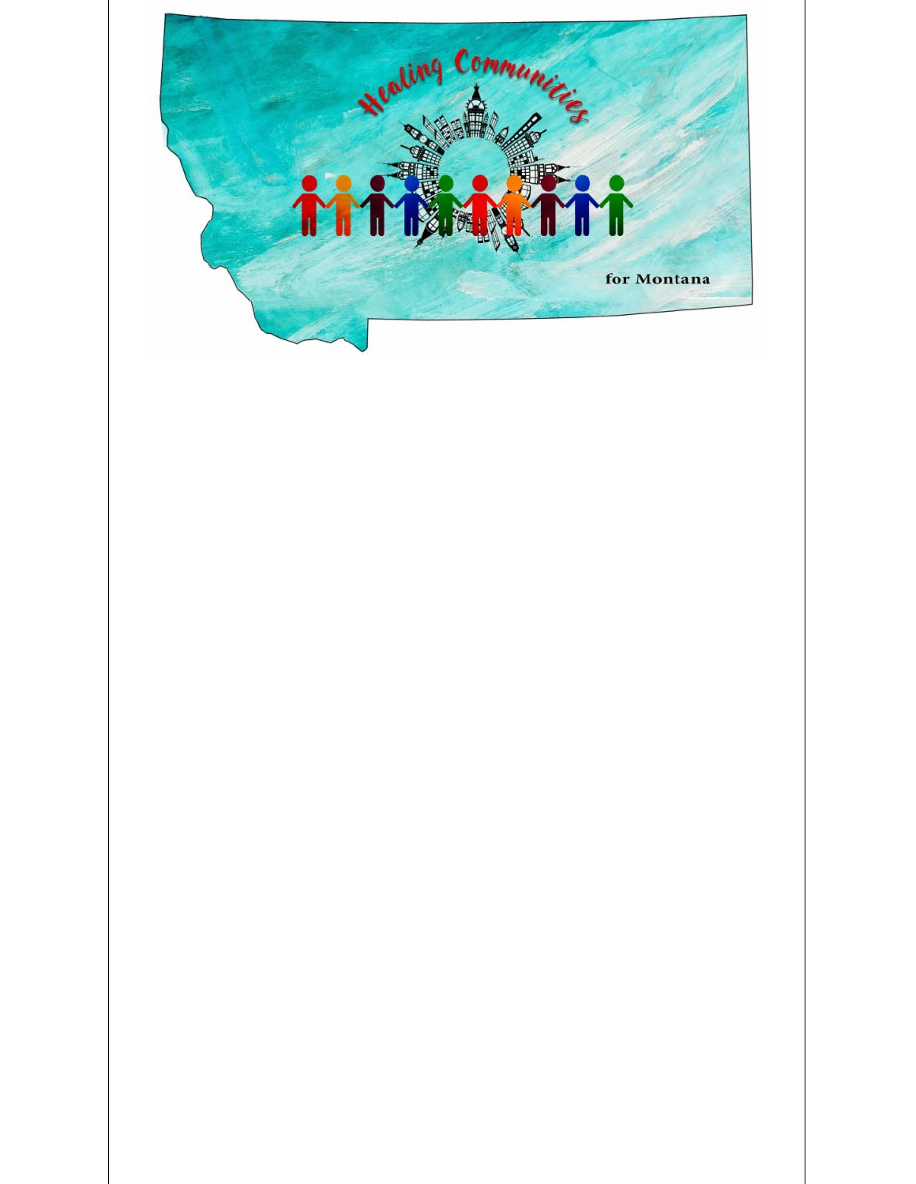Healing Communities

for Montana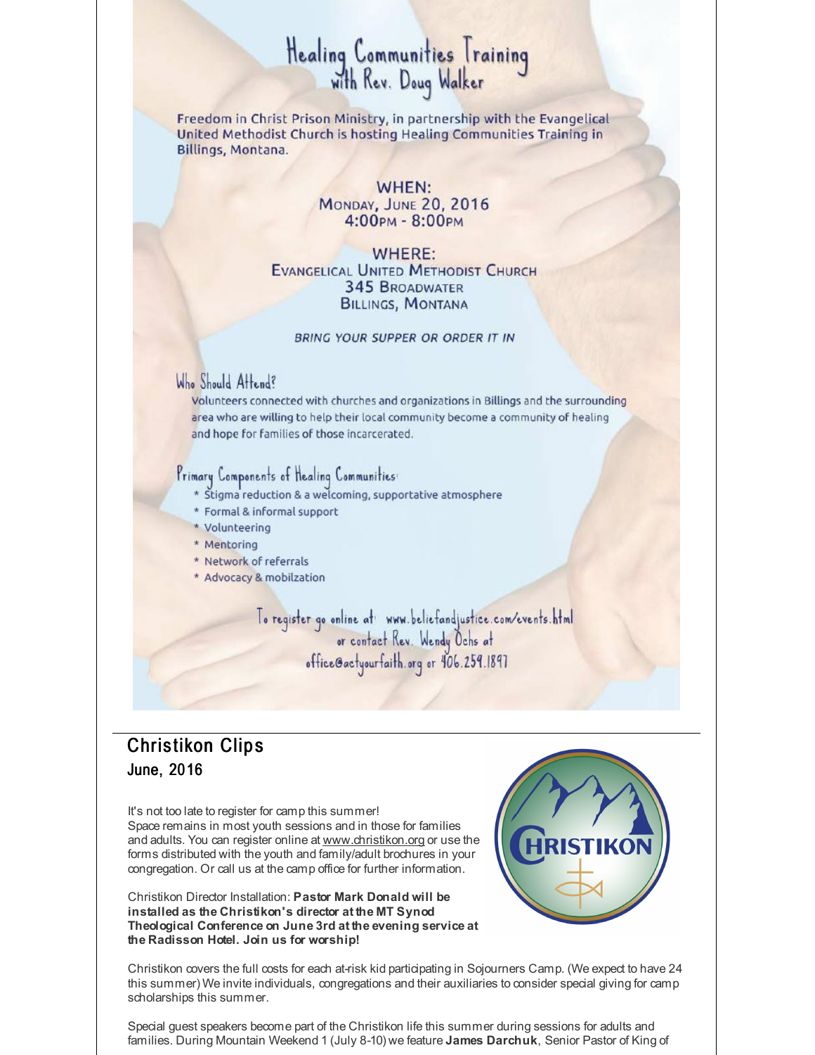# Healing Communities Training with Rev. Doug Walker

Freedom in Christ Prison Ministry, in partnership with the Evangelical United Methodist Church is hosting Healing Communities Training in Billings, Montana.

**WHEN:**
Monday, June 20, 2016
4:00pm - 8:00pm

**WHERE:**
Evangelical United Methodist Church
345 Broadwater
Billings, Montana

*BRING YOUR SUPPER OR ORDER IT IN*

### Who Should Attend?

Volunteers connected with churches and organizations in Billings and the surrounding area who are willing to help their local community become a community of healing and hope for families of those incarcerated.

### Primary Components of Healing Communities:

* Stigma reduction & a welcoming, supportative atmosphere
* Formal & informal support
* Volunteering
* Mentoring
* Network of referrals
* Advocacy & mobilzation

To register go online at: www.beliefandjustice.com/events.html
or contact Rev. Wendy Ochs at
office@actyourfaith.org or 406.259.1897

---

## Christikon Clips

### June, 2016

It's not too late to register for camp this summer!
Space remains in most youth sessions and in those for families and adults. You can register online at www.christikon.org or use the forms distributed with the youth and family/adult brochures in your congregation. Or call us at the camp office for further information.

Christikon Director Installation: **Pastor Mark Donald will be installed as the Christikon's director at the MT Synod Theological Conference on June 3rd at the evening service at the Radisson Hotel. Join us for worship!**

Christikon covers the full costs for each at-risk kid participating in Sojourners Camp. (We expect to have 24 this summer) We invite individuals, congregations and their auxiliaries to consider special giving for camp scholarships this summer.

Special guest speakers become part of the Christikon life this summer during sessions for adults and families. During Mountain Weekend 1 (July 8-10) we feature **James Darchuk**, Senior Pastor of King of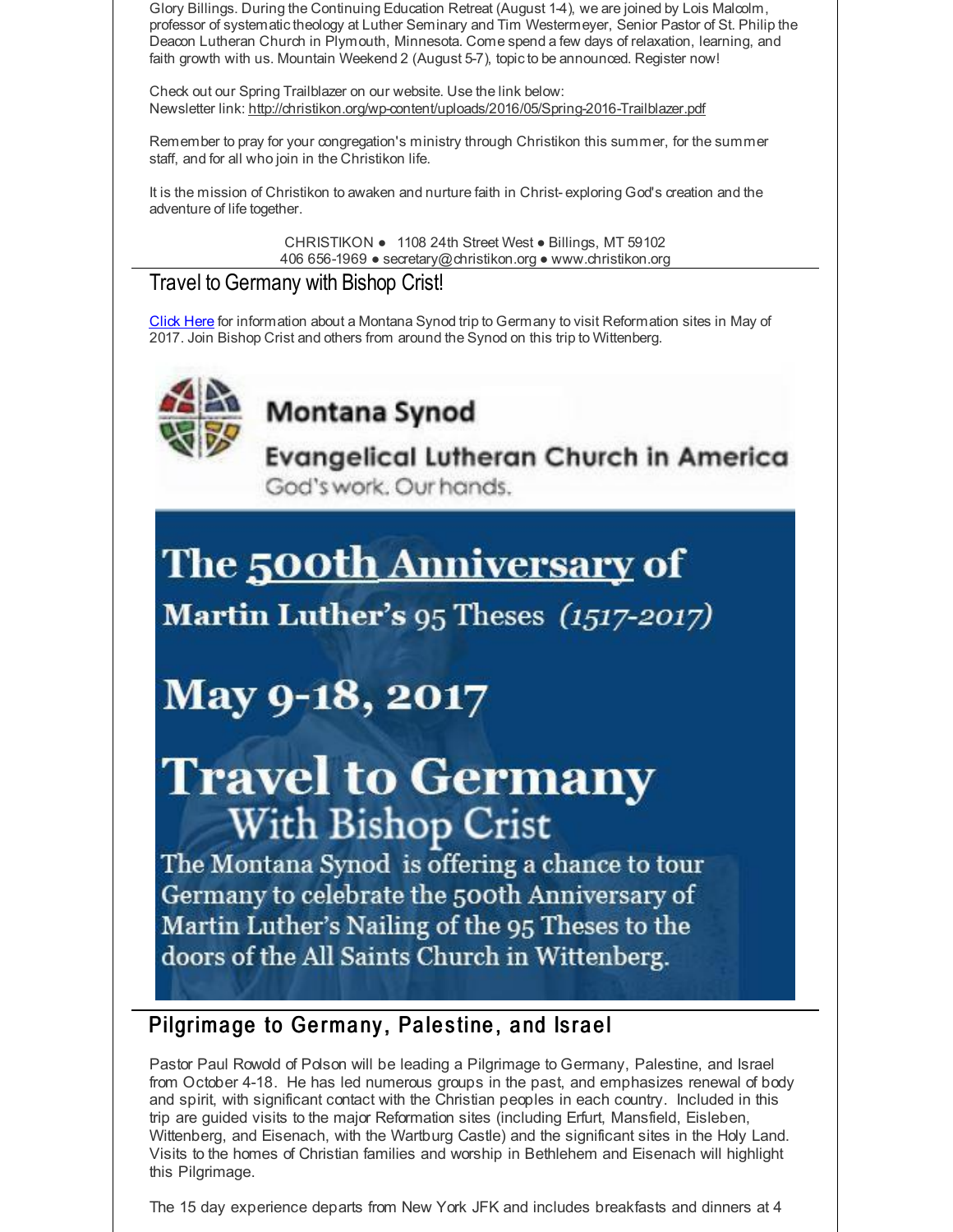Glory Billings. During the Continuing Education Retreat (August 1-4), we are joined by Lois Malcolm, professor of systematic theology at Luther Seminary and Tim Westermeyer, Senior Pastor of St. Philip the Deacon Lutheran Church in Plymouth, Minnesota. Come spend a few days of relaxation, learning, and faith growth with us. Mountain Weekend 2 (August 5-7), topic to be announced. Register now!

Check out our Spring Trailblazer on our website. Use the link below:
Newsletter link: http://christikon.org/wp-content/uploads/2016/05/Spring-2016-Trailblazer.pdf

Remember to pray for your congregation's ministry through Christikon this summer, for the summer staff, and for all who join in the Christikon life.

It is the mission of Christikon to awaken and nurture faith in Christ- exploring God's creation and the adventure of life together.

CHRISTIKON ● 1108 24th Street West ● Billings, MT 59102
406 656-1969 ● secretary@christikon.org ● www.christikon.org

## Travel to Germany with Bishop Crist!

Click Here for information about a Montana Synod trip to Germany to visit Reformation sites in May of 2017. Join Bishop Crist and others from around the Synod on this trip to Wittenberg.

**Montana Synod**
**Evangelical Lutheran Church in America**
God's work. Our hands.

# The 500th Anniversary of Martin Luther's 95 Theses *(1517-2017)*

# May 9-18, 2017

# Travel to Germany With Bishop Crist

The Montana Synod is offering a chance to tour Germany to celebrate the 500th Anniversary of Martin Luther's Nailing of the 95 Theses to the doors of the All Saints Church in Wittenberg.

## Pilgrimage to Germany, Palestine, and Israel

Pastor Paul Rowold of Polson will be leading a Pilgrimage to Germany, Palestine, and Israel from October 4-18. He has led numerous groups in the past, and emphasizes renewal of body and spirit, with significant contact with the Christian peoples in each country. Included in this trip are guided visits to the major Reformation sites (including Erfurt, Mansfield, Eisleben, Wittenberg, and Eisenach, with the Wartburg Castle) and the significant sites in the Holy Land. Visits to the homes of Christian families and worship in Bethlehem and Eisenach will highlight this Pilgrimage.

The 15 day experience departs from New York JFK and includes breakfasts and dinners at 4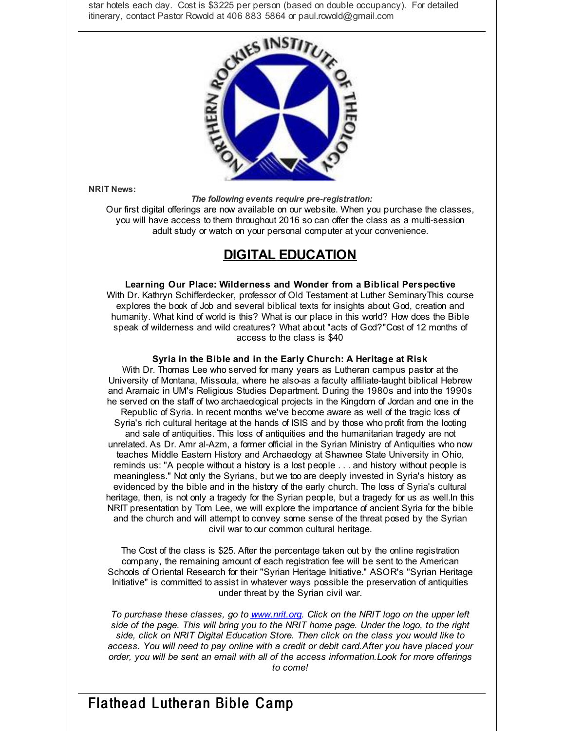star hotels each day. Cost is $3225 per person (based on double occupancy). For detailed itinerary, contact Pastor Rowold at 406 883 5864 or paul.rowold@gmail.com

---

**NRIT News:**

***The following events require pre-registration:***

Our first digital offerings are now available on our website. When you purchase the classes, you will have access to them throughout 2016 so can offer the class as a multi-session adult study or watch on your personal computer at your convenience.

## DIGITAL EDUCATION

**Learning Our Place: Wilderness and Wonder from a Biblical Perspective**

With Dr. Kathryn Schifferdecker, professor of Old Testament at Luther SeminaryThis course explores the book of Job and several biblical texts for insights about God, creation and humanity. What kind of world is this? What is our place in this world? How does the Bible speak of wilderness and wild creatures? What about "acts of God?"Cost of 12 months of access to the class is $40

**Syria in the Bible and in the Early Church: A Heritage at Risk**

With Dr. Thomas Lee who served for many years as Lutheran campus pastor at the University of Montana, Missoula, where he also-as a faculty affiliate-taught biblical Hebrew and Aramaic in UM's Religious Studies Department. During the 1980s and into the 1990s he served on the staff of two archaeological projects in the Kingdom of Jordan and one in the Republic of Syria. In recent months we've become aware as well of the tragic loss of Syria's rich cultural heritage at the hands of ISIS and by those who profit from the looting and sale of antiquities. This loss of antiquities and the humanitarian tragedy are not unrelated. As Dr. Amr al-Azm, a former official in the Syrian Ministry of Antiquities who now teaches Middle Eastern History and Archaeology at Shawnee State University in Ohio, reminds us: "A people without a history is a lost people . . . and history without people is meaningless." Not only the Syrians, but we too are deeply invested in Syria's history as evidenced by the bible and in the history of the early church. The loss of Syria's cultural heritage, then, is not only a tragedy for the Syrian people, but a tragedy for us as well.In this NRIT presentation by Tom Lee, we will explore the importance of ancient Syria for the bible and the church and will attempt to convey some sense of the threat posed by the Syrian civil war to our common cultural heritage.

The Cost of the class is $25. After the percentage taken out by the online registration company, the remaining amount of each registration fee will be sent to the American Schools of Oriental Research for their "Syrian Heritage Initiative." ASOR's "Syrian Heritage Initiative" is committed to assist in whatever ways possible the preservation of antiquities under threat by the Syrian civil war.

*To purchase these classes, go to [www.nrit.org](http://www.nrit.org). Click on the NRIT logo on the upper left side of the page. This will bring you to the NRIT home page. Under the logo, to the right side, click on NRIT Digital Education Store. Then click on the class you would like to access. You will need to pay online with a credit or debit card.After you have placed your order, you will be sent an email with all of the access information.Look for more offerings to come!*

---

# Flathead Lutheran Bible Camp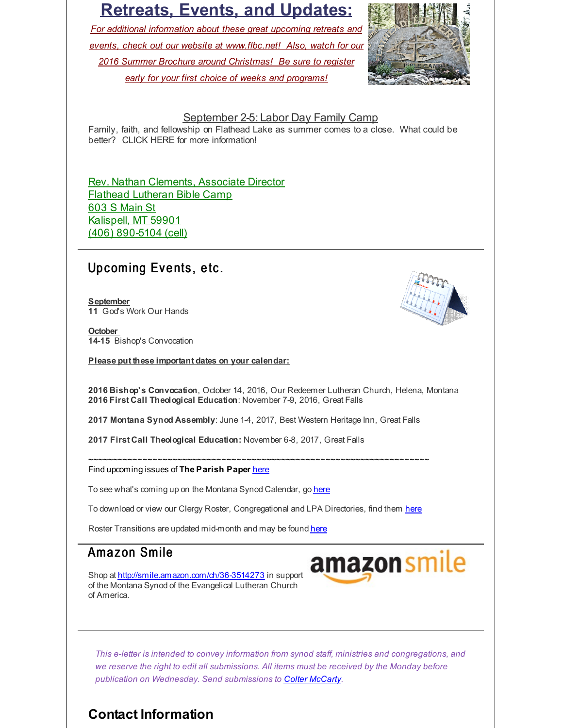# Retreats, Events, and Updates:

*For additional information about these great upcoming retreats and events, check out our website at www.flbc.net! Also, watch for our 2016 Summer Brochure around Christmas! Be sure to register early for your first choice of weeks and programs!*

September 2-5: Labor Day Family Camp

Family, faith, and fellowship on Flathead Lake as summer comes to a close. What could be better? CLICK HERE for more information!

Rev. Nathan Clements, Associate Director
Flathead Lutheran Bible Camp
603 S Main St
Kalispell, MT 59901
(406) 890-5104 (cell)

## Upcoming Events, etc.

**September**
**11** God's Work Our Hands

**October**
**14-15** Bishop's Convocation

**Please put these important dates on your calendar:**

**2016 Bishop's Convocation**, October 14, 2016, Our Redeemer Lutheran Church, Helena, Montana
**2016 First Call Theological Education**: November 7-9, 2016, Great Falls

**2017 Montana Synod Assembly**: June 1-4, 2017, Best Western Heritage Inn, Great Falls

**2017 First Call Theological Education:** November 6-8, 2017, Great Falls

~~~~~~~~~~~~~~~~~~~~~~~~~~~~~~~~~~~~~~~~~~~~~~~~~~~~~~~~~~~~~~~~~~~~~~~~

Find upcoming issues of **The Parish Paper** here

To see what's coming up on the Montana Synod Calendar, go here

To download or view our Clergy Roster, Congregational and LPA Directories, find them here

Roster Transitions are updated mid-month and may be found here

## Amazon Smile

Shop at http://smile.amazon.com/ch/36-3514273 in support of the Montana Synod of the Evangelical Lutheran Church of America.

*This e-letter is intended to convey information from synod staff, ministries and congregations, and we reserve the right to edit all submissions. All items must be received by the Monday before publication on Wednesday. Send submissions to Colter McCarty.*

## Contact Information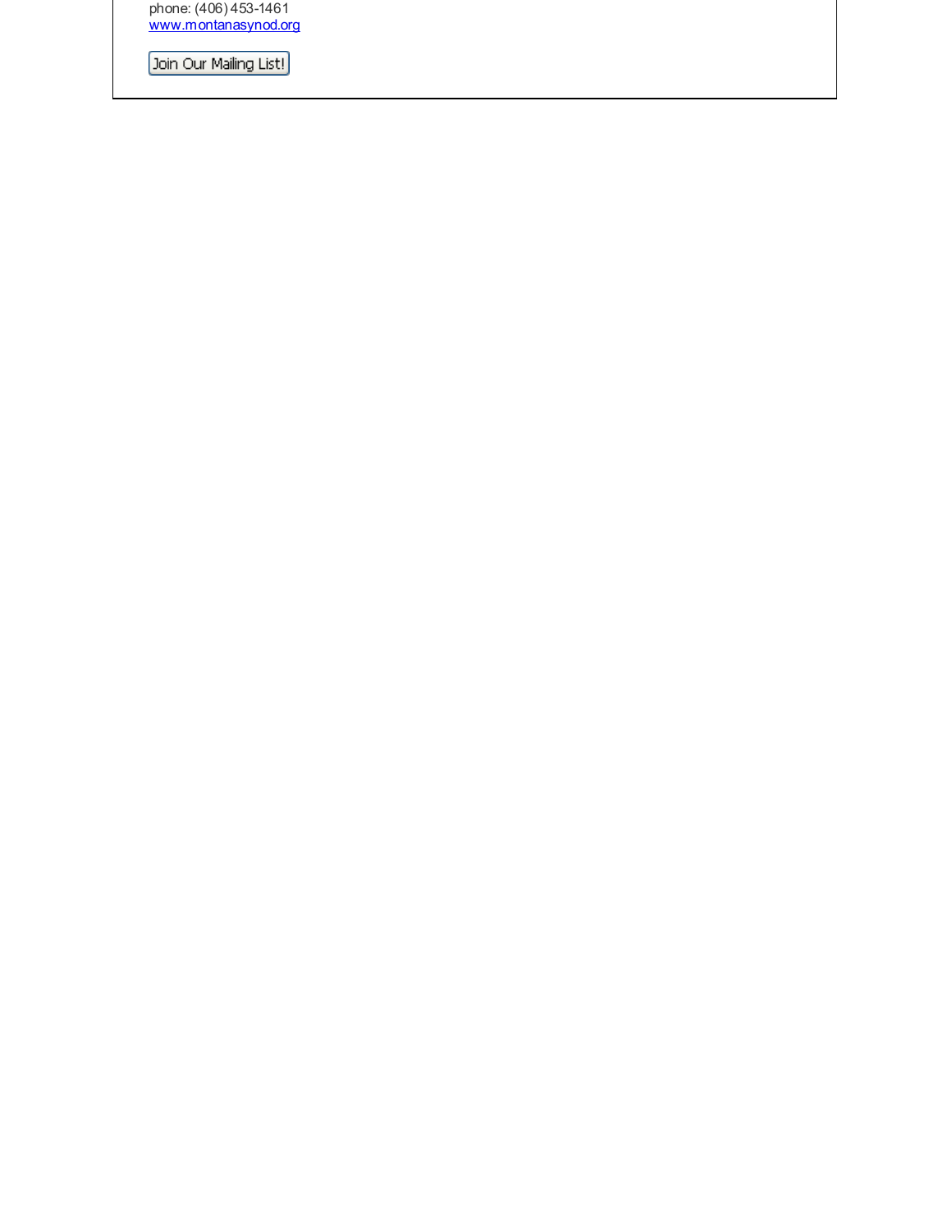phone: (406) 453-1461
www.montanasynod.org

Join Our Mailing List!